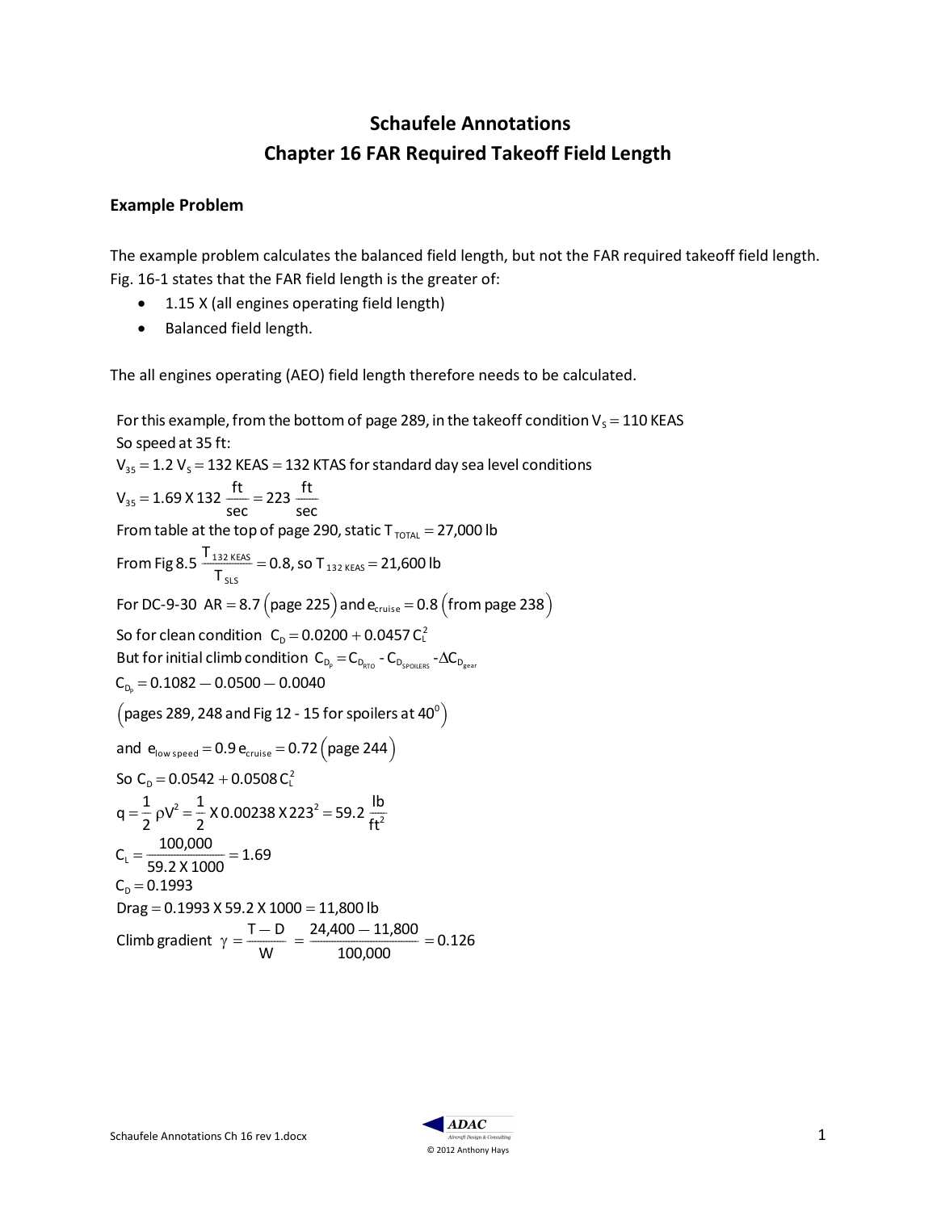# Schaufele Annotations

# Chapter 16 FAR Required Takeoff Field Length

## Example Problem

The example problem calculates the balanced field length, but not the FAR required takeoff field length. Fig. 16-1 states that the FAR field length is the greater of:

- 1.15 X (all engines operating field length)
- Balanced field length.

The all engines operating (AEO) field length therefore needs to be calculated.

For this example, from the bottom of page 289, in the takeoff condition $V_S = 110$ KEAS

So speed at 35 ft:

$V_{35} = 1.2\ V_S = 132$ KEAS $= 132$ KTAS for standard day sea level conditions

$$V_{35} = 1.69 \text{ X } 132 \ \frac{\text{ft}}{\text{sec}} = 223 \ \frac{\text{ft}}{\text{sec}}$$

From table at the top of page 290, static $T_{TOTAL} = 27{,}000$ lb

From Fig 8.5 $\dfrac{T_{132\ KEAS}}{T_{SLS}} = 0.8$, so $T_{132\ KEAS} = 21{,}600$ lb

For DC-9-30 $AR = 8.7$ (page 225) and $e_{cruise} = 0.8$ (from page 238)

So for clean condition $C_D = 0.0200 + 0.0457\, C_L^2$

But for initial climb condition $C_{D_p} = C_{D_{RTO}} - C_{D_{SPOILERS}} - \Delta C_{D_{gear}}$

$C_{D_p} = 0.1082 - 0.0500 - 0.0040$

(pages 289, 248 and Fig 12 - 15 for spoilers at $40^0$)

and $e_{low\ speed} = 0.9\, e_{cruise} = 0.72$ (page 244)

So $C_D = 0.0542 + 0.0508\, C_L^2$

$$q = \frac{1}{2}\rho V^2 = \frac{1}{2} \text{ X } 0.00238 \text{ X } 223^2 = 59.2 \ \frac{\text{lb}}{\text{ft}^2}$$

$$C_L = \frac{100{,}000}{59.2 \text{ X } 1000} = 1.69$$

$C_D = 0.1993$

Drag $= 0.1993 \text{ X } 59.2 \text{ X } 1000 = 11{,}800$ lb

$$\text{Climb gradient } \ \gamma = \frac{T - D}{W} = \frac{24{,}400 - 11{,}800}{100{,}000} = 0.126$$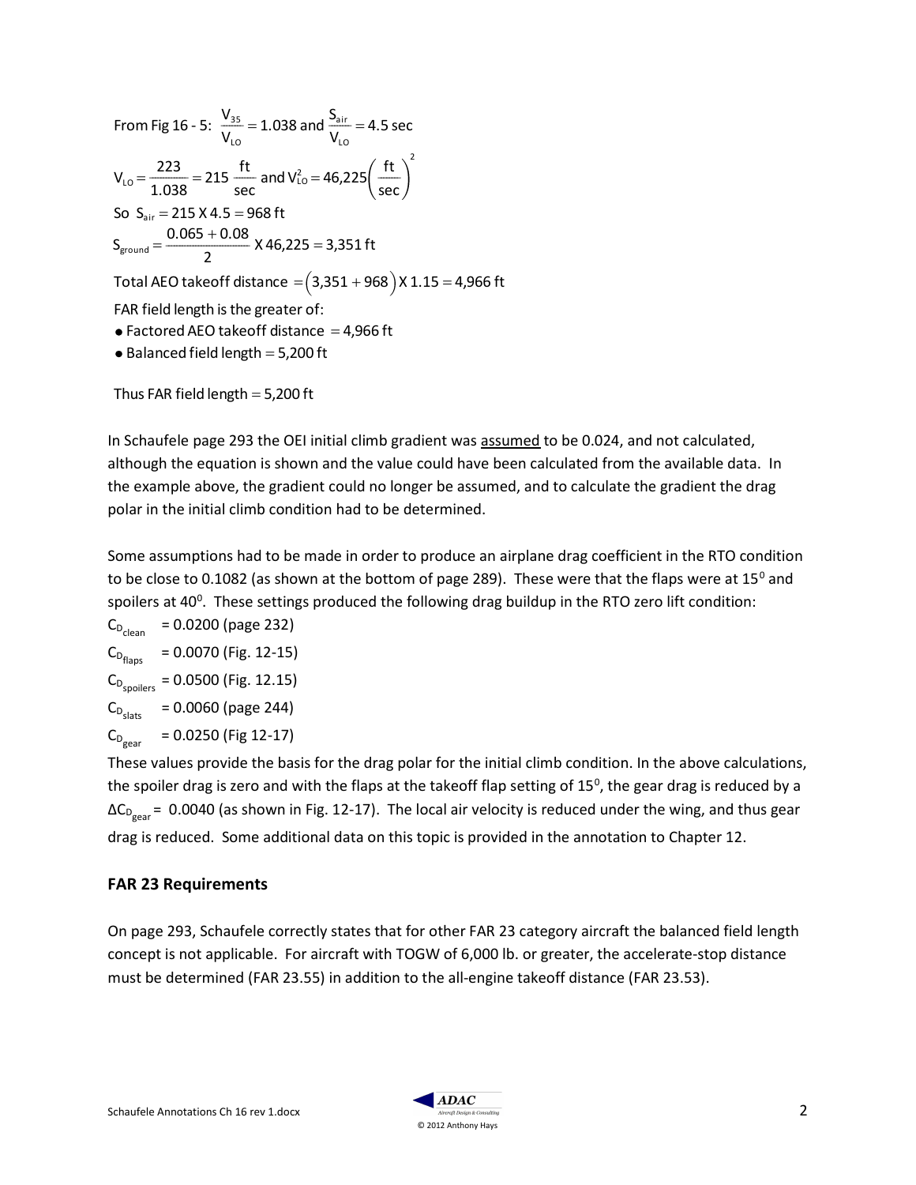From Fig 16 - 5: $\frac{V_{35}}{V_{LO}} = 1.038$ and $\frac{S_{air}}{V_{LO}} = 4.5$ sec

$V_{LO} = \frac{223}{1.038} = 215 \frac{ft}{sec}$ and $V_{LO}^2 = 46{,}225\left(\frac{ft}{sec}\right)^2$

So $S_{air} = 215 \times 4.5 = 968$ ft

$S_{ground} = \frac{0.065 + 0.08}{2} \times 46{,}225 = 3{,}351$ ft

Total AEO takeoff distance $= (3{,}351 + 968) \times 1.15 = 4{,}966$ ft

FAR field length is the greater of:

- Factored AEO takeoff distance $= 4{,}966$ ft
- Balanced field length $= 5{,}200$ ft

Thus FAR field length $= 5{,}200$ ft

In Schaufele page 293 the OEI initial climb gradient was assumed to be 0.024, and not calculated, although the equation is shown and the value could have been calculated from the available data. In the example above, the gradient could no longer be assumed, and to calculate the gradient the drag polar in the initial climb condition had to be determined.

Some assumptions had to be made in order to produce an airplane drag coefficient in the RTO condition to be close to 0.1082 (as shown at the bottom of page 289). These were that the flaps were at 15° and spoilers at 40°. These settings produced the following drag buildup in the RTO zero lift condition:

$C_{D_{clean}}$ = 0.0200 (page 232)

$C_{D_{flaps}}$ = 0.0070 (Fig. 12-15)

$C_{D_{spoilers}}$ = 0.0500 (Fig. 12.15)

$C_{D_{slats}}$ = 0.0060 (page 244)

$C_{D_{gear}}$ = 0.0250 (Fig 12-17)

These values provide the basis for the drag polar for the initial climb condition. In the above calculations, the spoiler drag is zero and with the flaps at the takeoff flap setting of 15°, the gear drag is reduced by a $\Delta C_{D_{gear}}$ = 0.0040 (as shown in Fig. 12-17). The local air velocity is reduced under the wing, and thus gear drag is reduced. Some additional data on this topic is provided in the annotation to Chapter 12.

## FAR 23 Requirements

On page 293, Schaufele correctly states that for other FAR 23 category aircraft the balanced field length concept is not applicable. For aircraft with TOGW of 6,000 lb. or greater, the accelerate-stop distance must be determined (FAR 23.55) in addition to the all-engine takeoff distance (FAR 23.53).